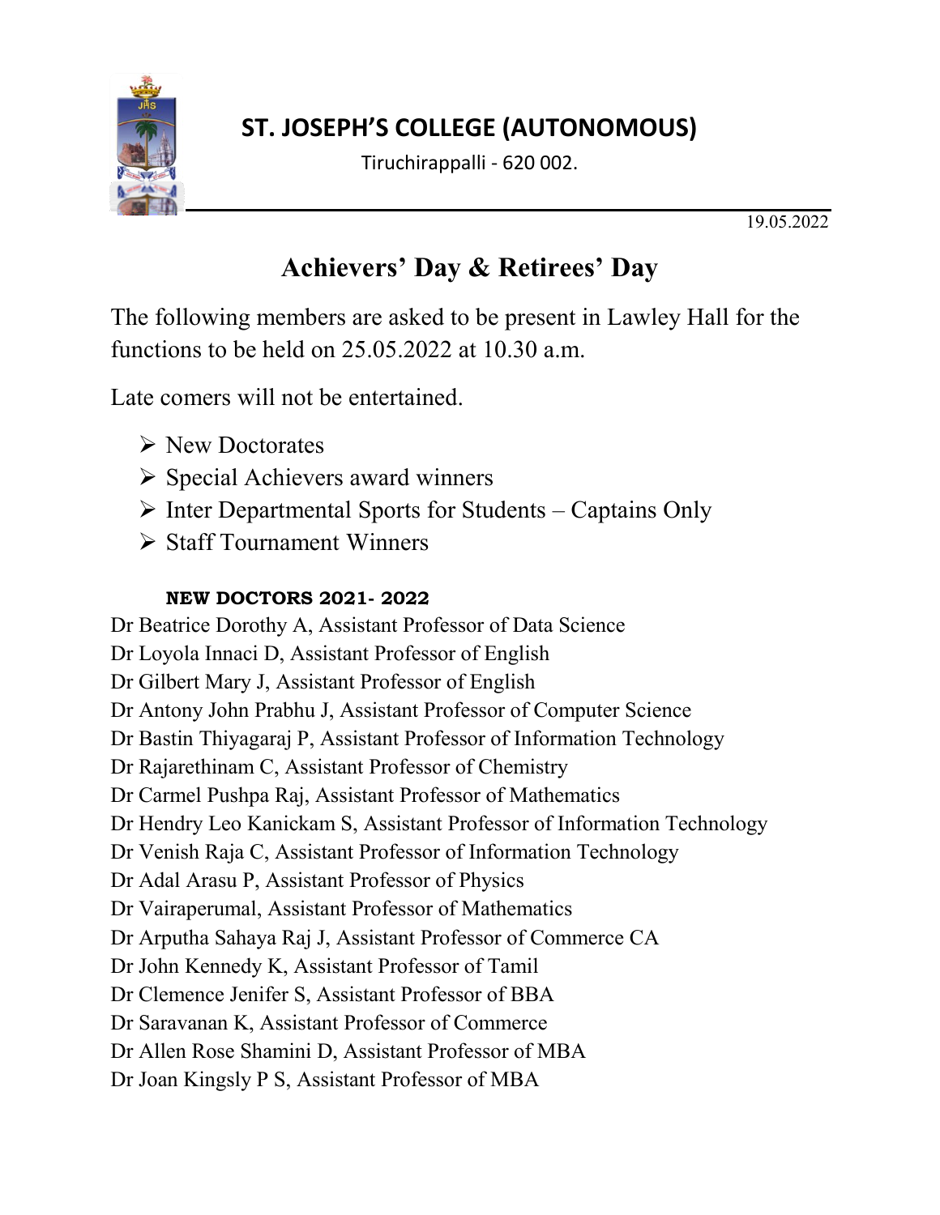# ST. JOSEPH'S COLLEGE (AUTONOMOUS)

Tiruchirappalli - 620 002.

19.05.2022

## Achievers' Day & Retirees' Day

The following members are asked to be present in Lawley Hall for the functions to be held on 25.05.2022 at 10.30 a.m.

Late comers will not be entertained.

- New Doctorates
- Special Achievers award winners
- Inter Departmental Sports for Students – Captains Only
- Staff Tournament Winners

**NEW DOCTORS 2021- 2022**

Dr Beatrice Dorothy A, Assistant Professor of Data Science
Dr Loyola Innaci D, Assistant Professor of English
Dr Gilbert Mary J, Assistant Professor of English
Dr Antony John Prabhu J, Assistant Professor of Computer Science
Dr Bastin Thiyagaraj P, Assistant Professor of Information Technology
Dr Rajarethinam C, Assistant Professor of Chemistry
Dr Carmel Pushpa Raj, Assistant Professor of Mathematics
Dr Hendry Leo Kanickam S, Assistant Professor of Information Technology
Dr Venish Raja C, Assistant Professor of Information Technology
Dr Adal Arasu P, Assistant Professor of Physics
Dr Vairaperumal, Assistant Professor of Mathematics
Dr Arputha Sahaya Raj J, Assistant Professor of Commerce CA
Dr John Kennedy K, Assistant Professor of Tamil
Dr Clemence Jenifer S, Assistant Professor of BBA
Dr Saravanan K, Assistant Professor of Commerce
Dr Allen Rose Shamini D, Assistant Professor of MBA
Dr Joan Kingsly P S, Assistant Professor of MBA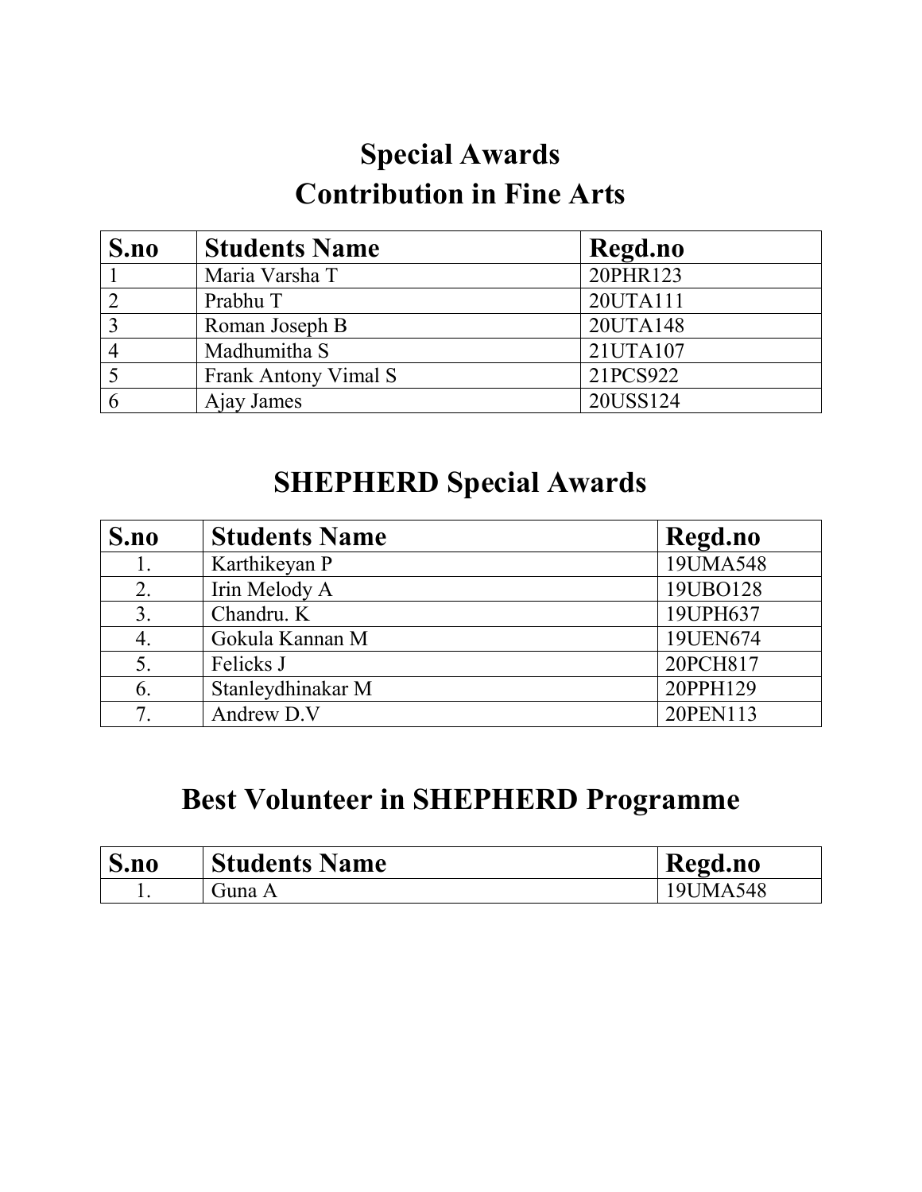# Special Awards

## Contribution in Fine Arts

| S.no | Students Name | Regd.no |
|---|---|---|
| 1 | Maria Varsha T | 20PHR123 |
| 2 | Prabhu T | 20UTA111 |
| 3 | Roman Joseph B | 20UTA148 |
| 4 | Madhumitha S | 21UTA107 |
| 5 | Frank Antony Vimal S | 21PCS922 |
| 6 | Ajay James | 20USS124 |

## SHEPHERD Special Awards

| S.no | Students Name | Regd.no |
|---|---|---|
| 1. | Karthikeyan P | 19UMA548 |
| 2. | Irin Melody A | 19UBO128 |
| 3. | Chandru. K | 19UPH637 |
| 4. | Gokula Kannan M | 19UEN674 |
| 5. | Felicks J | 20PCH817 |
| 6. | Stanleydhinakar M | 20PPH129 |
| 7. | Andrew D.V | 20PEN113 |

## Best Volunteer in SHEPHERD Programme

| S.no | Students Name | Regd.no |
|---|---|---|
| 1. | Guna A | 19UMA548 |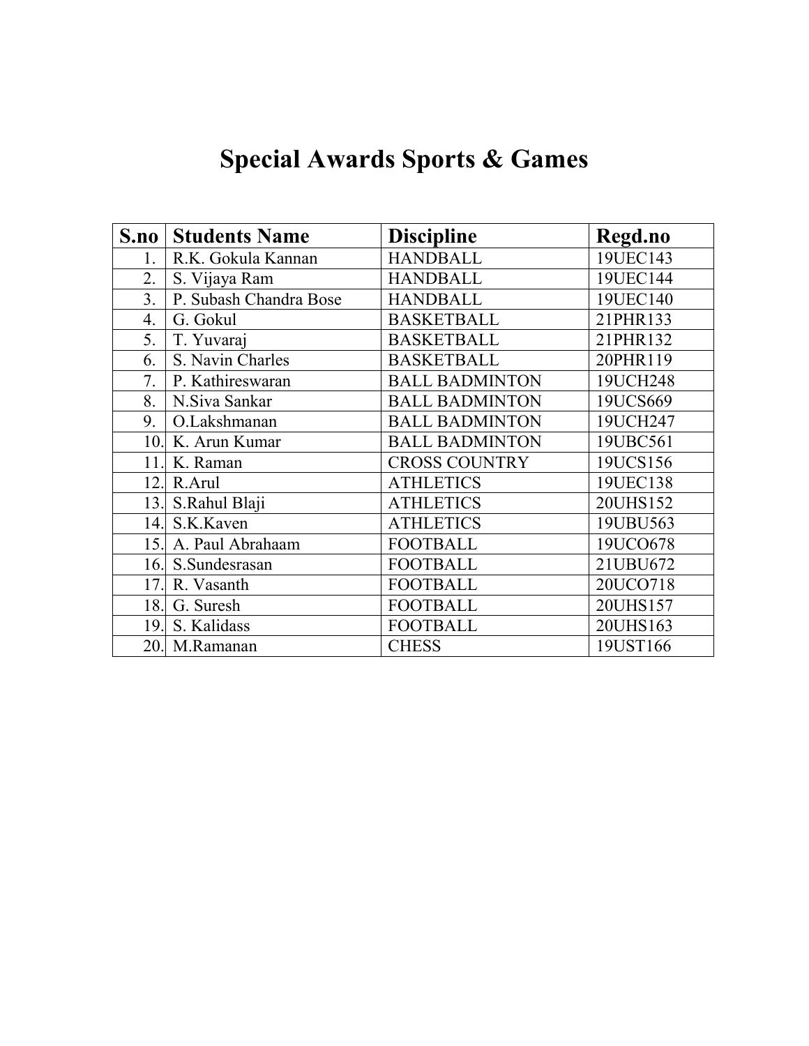# Special Awards Sports & Games

| S.no | Students Name | Discipline | Regd.no |
|---|---|---|---|
| 1. | R.K. Gokula Kannan | HANDBALL | 19UEC143 |
| 2. | S. Vijaya Ram | HANDBALL | 19UEC144 |
| 3. | P. Subash Chandra Bose | HANDBALL | 19UEC140 |
| 4. | G. Gokul | BASKETBALL | 21PHR133 |
| 5. | T. Yuvaraj | BASKETBALL | 21PHR132 |
| 6. | S. Navin Charles | BASKETBALL | 20PHR119 |
| 7. | P. Kathireswaran | BALL BADMINTON | 19UCH248 |
| 8. | N.Siva Sankar | BALL BADMINTON | 19UCS669 |
| 9. | O.Lakshmanan | BALL BADMINTON | 19UCH247 |
| 10. | K. Arun Kumar | BALL BADMINTON | 19UBC561 |
| 11. | K. Raman | CROSS COUNTRY | 19UCS156 |
| 12. | R.Arul | ATHLETICS | 19UEC138 |
| 13. | S.Rahul Blaji | ATHLETICS | 20UHS152 |
| 14. | S.K.Kaven | ATHLETICS | 19UBU563 |
| 15. | A. Paul Abrahaam | FOOTBALL | 19UCO678 |
| 16. | S.Sundesrasan | FOOTBALL | 21UBU672 |
| 17. | R. Vasanth | FOOTBALL | 20UCO718 |
| 18. | G. Suresh | FOOTBALL | 20UHS157 |
| 19. | S. Kalidass | FOOTBALL | 20UHS163 |
| 20. | M.Ramanan | CHESS | 19UST166 |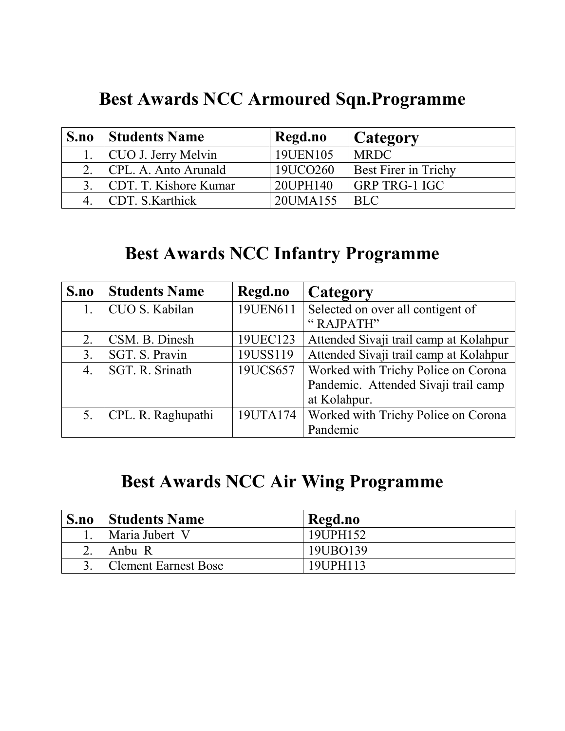# Best Awards NCC Armoured Sqn.Programme

| S.no | Students Name | Regd.no | Category |
|---|---|---|---|
| 1. | CUO J. Jerry Melvin | 19UEN105 | MRDC |
| 2. | CPL. A. Anto Arunald | 19UCO260 | Best Firer in Trichy |
| 3. | CDT. T. Kishore Kumar | 20UPH140 | GRP TRG-1 IGC |
| 4. | CDT. S.Karthick | 20UMA155 | BLC |

# Best Awards NCC Infantry Programme

| S.no | Students Name | Regd.no | Category |
|---|---|---|---|
| 1. | CUO S. Kabilan | 19UEN611 | Selected on over all contigent of " RAJPATH" |
| 2. | CSM. B. Dinesh | 19UEC123 | Attended Sivaji trail camp at Kolahpur |
| 3. | SGT. S. Pravin | 19USS119 | Attended Sivaji trail camp at Kolahpur |
| 4. | SGT. R. Srinath | 19UCS657 | Worked with Trichy Police on Corona Pandemic. Attended Sivaji trail camp at Kolahpur. |
| 5. | CPL. R. Raghupathi | 19UTA174 | Worked with Trichy Police on Corona Pandemic |

# Best Awards NCC Air Wing Programme

| S.no | Students Name | Regd.no |
|---|---|---|
| 1. | Maria Jubert V | 19UPH152 |
| 2. | Anbu R | 19UBO139 |
| 3. | Clement Earnest Bose | 19UPH113 |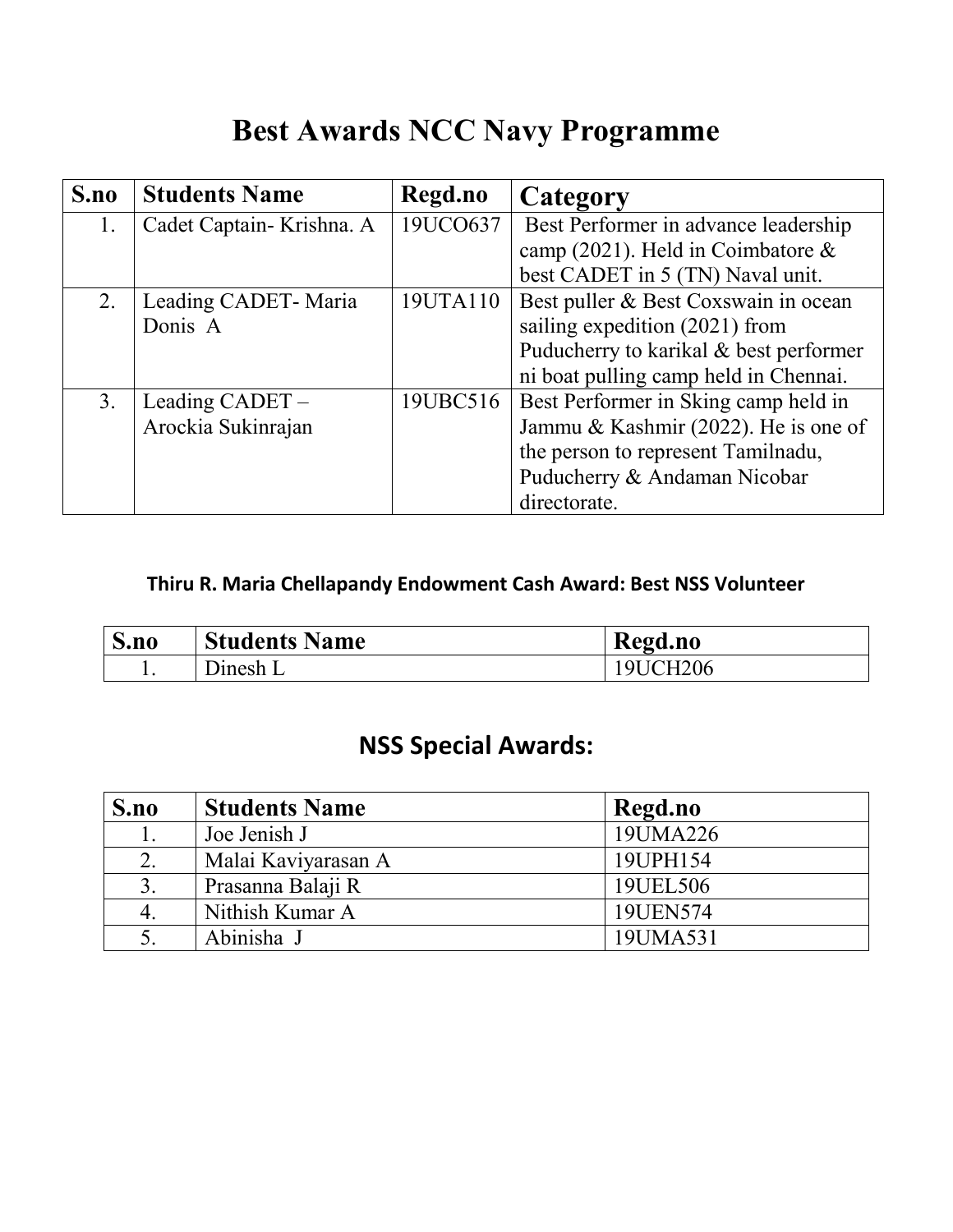# Best Awards NCC Navy Programme

| S.no | Students Name | Regd.no | Category |
|---|---|---|---|
| 1. | Cadet Captain- Krishna. A | 19UCO637 | Best Performer in advance leadership camp (2021). Held in Coimbatore & best CADET in 5 (TN) Naval unit. |
| 2. | Leading CADET- Maria Donis A | 19UTA110 | Best puller & Best Coxswain in ocean sailing expedition (2021) from Puducherry to karikal & best performer ni boat pulling camp held in Chennai. |
| 3. | Leading CADET – Arockia Sukinrajan | 19UBC516 | Best Performer in Sking camp held in Jammu & Kashmir (2022). He is one of the person to represent Tamilnadu, Puducherry & Andaman Nicobar directorate. |

**Thiru R. Maria Chellapandy Endowment Cash Award: Best NSS Volunteer**

| S.no | Students Name | Regd.no |
|---|---|---|
| 1. | Dinesh L | 19UCH206 |

## NSS Special Awards:

| S.no | Students Name | Regd.no |
|---|---|---|
| 1. | Joe Jenish J | 19UMA226 |
| 2. | Malai Kaviyarasan A | 19UPH154 |
| 3. | Prasanna Balaji R | 19UEL506 |
| 4. | Nithish Kumar A | 19UEN574 |
| 5. | Abinisha J | 19UMA531 |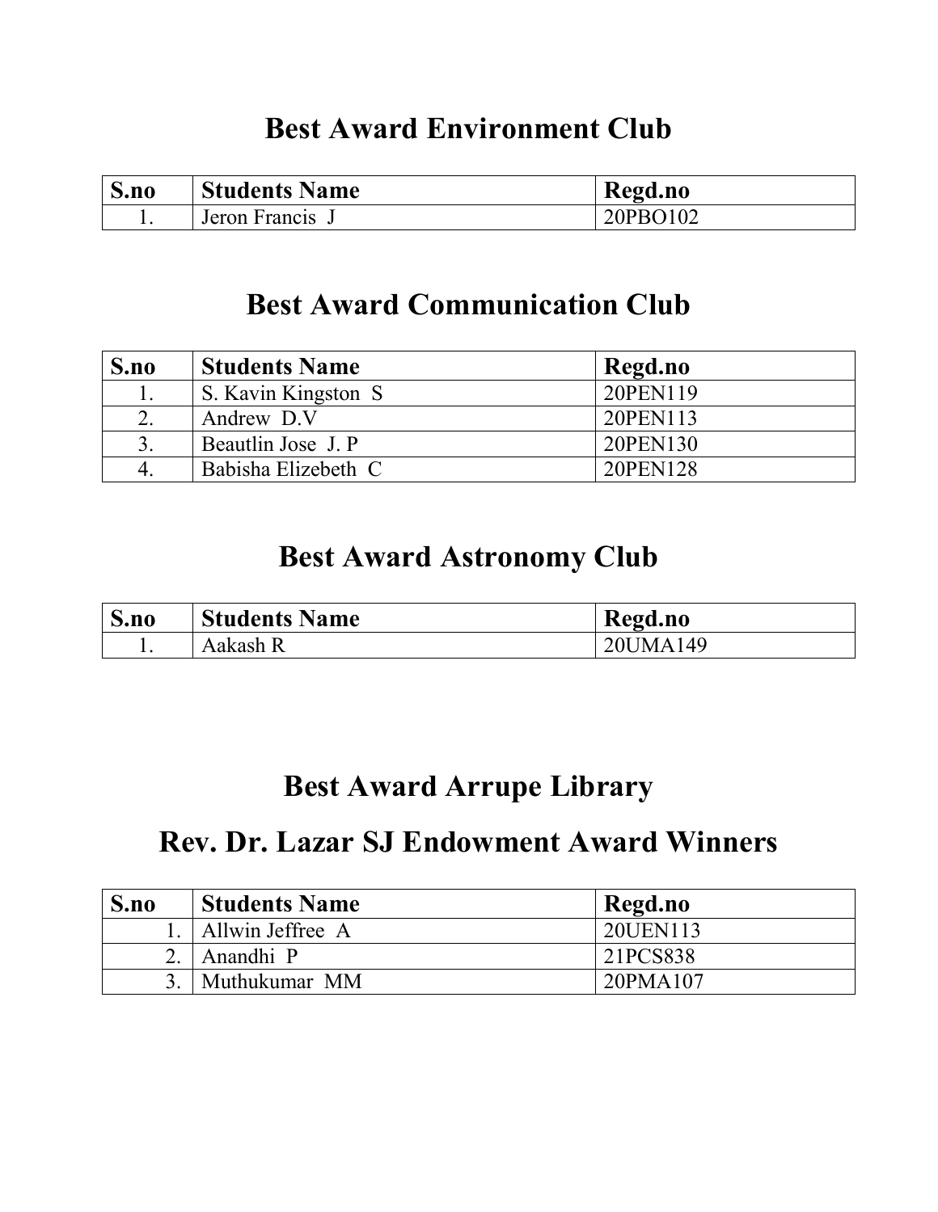## Best Award Environment Club

| S.no | Students Name | Regd.no |
|---|---|---|
| 1. | Jeron Francis J | 20PBO102 |

## Best Award Communication Club

| S.no | Students Name | Regd.no |
|---|---|---|
| 1. | S. Kavin Kingston S | 20PEN119 |
| 2. | Andrew D.V | 20PEN113 |
| 3. | Beautlin Jose J. P | 20PEN130 |
| 4. | Babisha Elizebeth C | 20PEN128 |

## Best Award Astronomy Club

| S.no | Students Name | Regd.no |
|---|---|---|
| 1. | Aakash R | 20UMA149 |

## Best Award Arrupe Library

## Rev. Dr. Lazar SJ Endowment Award Winners

| S.no | Students Name | Regd.no |
|---|---|---|
| 1. | Allwin Jeffree A | 20UEN113 |
| 2. | Anandhi P | 21PCS838 |
| 3. | Muthukumar MM | 20PMA107 |